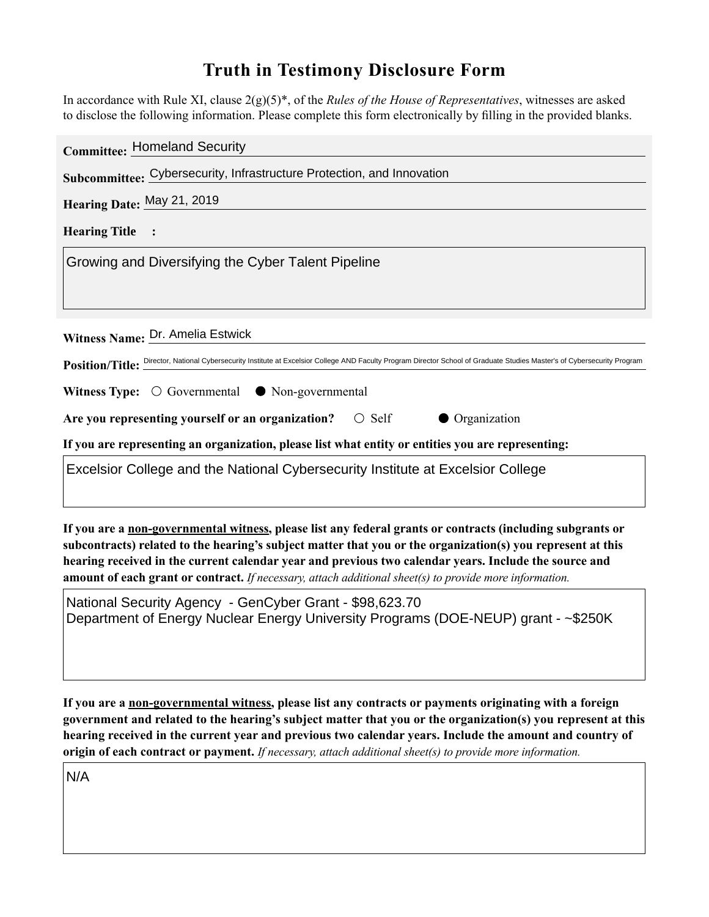# Truth in Testimony Disclosure Form

In accordance with Rule XI, clause 2(g)(5)*, of the *Rules of the House of Representatives*, witnesses are asked to disclose the following information. Please complete this form electronically by filling in the provided blanks.

**Committee:** Homeland Security

**Subcommittee:** Cybersecurity, Infrastructure Protection, and Innovation

**Hearing Date:** May 21, 2019

**Hearing Title :**

Growing and Diversifying the Cyber Talent Pipeline

**Witness Name:** Dr. Amelia Estwick

**Position/Title:** Director, National Cybersecurity Institute at Excelsior College AND Faculty Program Director School of Graduate Studies Master's of Cybersecurity Program

**Witness Type:** ○ Governmental ● Non-governmental

**Are you representing yourself or an organization?** ○ Self ● Organization

**If you are representing an organization, please list what entity or entities you are representing:**

Excelsior College and the National Cybersecurity Institute at Excelsior College

**If you are a non-governmental witness, please list any federal grants or contracts (including subgrants or subcontracts) related to the hearing's subject matter that you or the organization(s) you represent at this hearing received in the current calendar year and previous two calendar years. Include the source and amount of each grant or contract.** *If necessary, attach additional sheet(s) to provide more information.*

National Security Agency - GenCyber Grant - $98,623.70
Department of Energy Nuclear Energy University Programs (DOE-NEUP) grant - ~$250K

**If you are a non-governmental witness, please list any contracts or payments originating with a foreign government and related to the hearing's subject matter that you or the organization(s) you represent at this hearing received in the current year and previous two calendar years. Include the amount and country of origin of each contract or payment.** *If necessary, attach additional sheet(s) to provide more information.*

N/A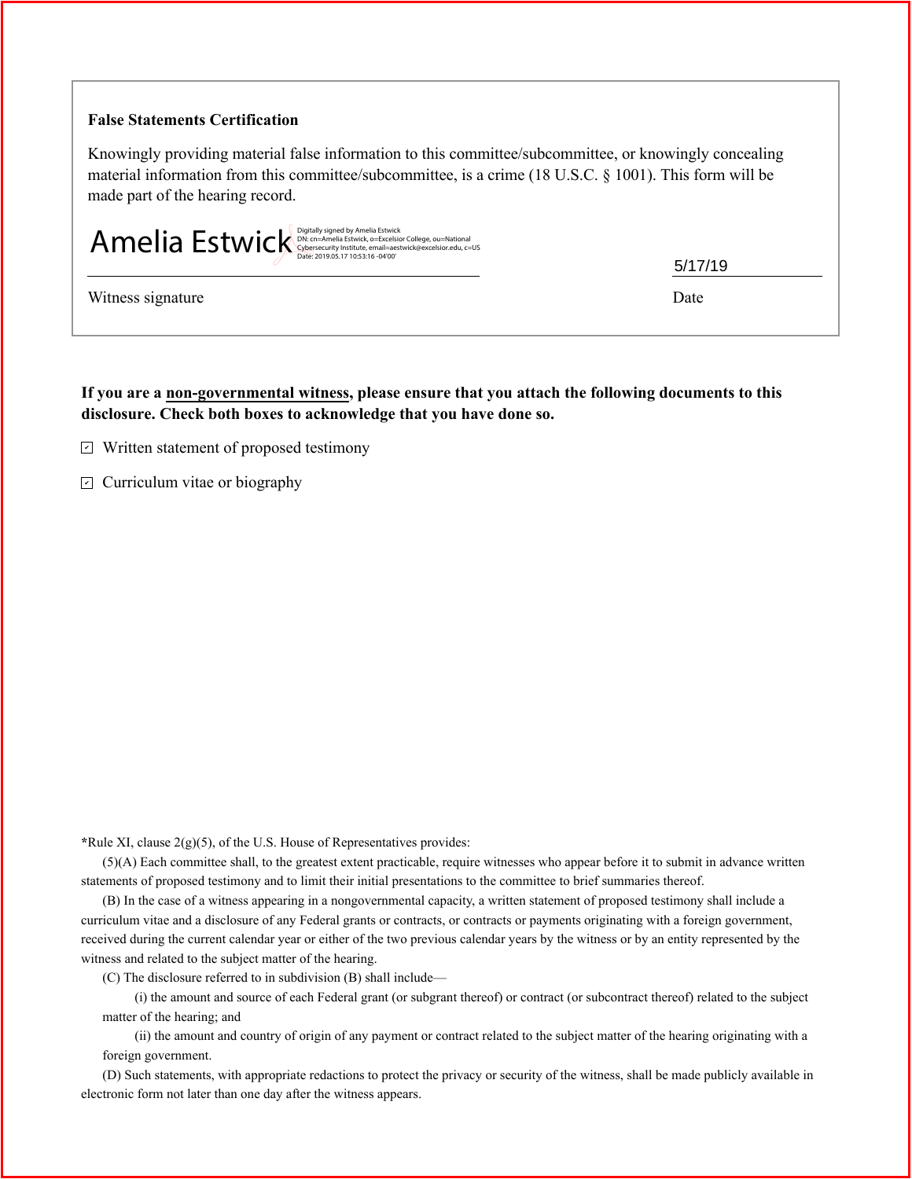**False Statements Certification**

Knowingly providing material false information to this committee/subcommittee, or knowingly concealing material information from this committee/subcommittee, is a crime (18 U.S.C. § 1001). This form will be made part of the hearing record.

Amelia Estwick
Digitally signed by Amelia Estwick
DN: cn=Amelia Estwick, o=Excelsior College, ou=National Cybersecurity Institute, email=aestwick@excelsior.edu, c=US
Date: 2019.05.17 10:53:16 -04'00'

Witness signature

5/17/19

Date

**If you are a non-governmental witness, please ensure that you attach the following documents to this disclosure. Check both boxes to acknowledge that you have done so.**

- [x] Written statement of proposed testimony
- [x] Curriculum vitae or biography

*Rule XI, clause 2(g)(5), of the U.S. House of Representatives provides:

(5)(A) Each committee shall, to the greatest extent practicable, require witnesses who appear before it to submit in advance written statements of proposed testimony and to limit their initial presentations to the committee to brief summaries thereof.

(B) In the case of a witness appearing in a nongovernmental capacity, a written statement of proposed testimony shall include a curriculum vitae and a disclosure of any Federal grants or contracts, or contracts or payments originating with a foreign government, received during the current calendar year or either of the two previous calendar years by the witness or by an entity represented by the witness and related to the subject matter of the hearing.

(C) The disclosure referred to in subdivision (B) shall include—

(i) the amount and source of each Federal grant (or subgrant thereof) or contract (or subcontract thereof) related to the subject matter of the hearing; and

(ii) the amount and country of origin of any payment or contract related to the subject matter of the hearing originating with a foreign government.

(D) Such statements, with appropriate redactions to protect the privacy or security of the witness, shall be made publicly available in electronic form not later than one day after the witness appears.